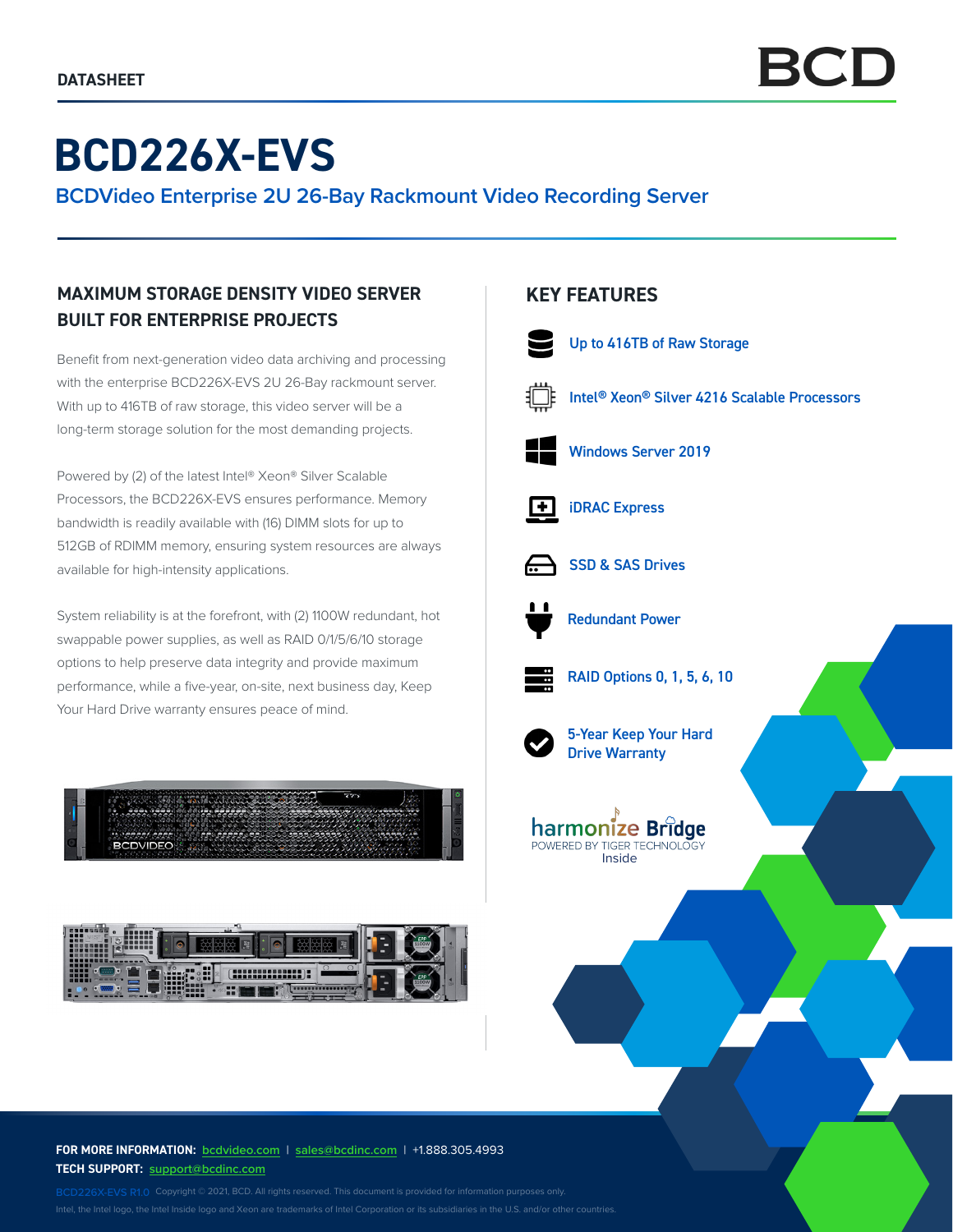DATASHEET

BCD

# BCD226X-EVS

## BCDVideo Enterprise 2U 26-Bay Rackmount Video Recording Server

### MAXIMUM STORAGE DENSITY VIDEO SERVER BUILT FOR ENTERPRISE PROJECTS

Benefit from next-generation video data archiving and processing with the enterprise BCD226X-EVS 2U 26-Bay rackmount server. With up to 416TB of raw storage, this video server will be a long-term storage solution for the most demanding projects.

Powered by (2) of the latest Intel® Xeon® Silver Scalable Processors, the BCD226X-EVS ensures performance. Memory bandwidth is readily available with (16) DIMM slots for up to 512GB of RDIMM memory, ensuring system resources are always available for high-intensity applications.

System reliability is at the forefront, with (2) 1100W redundant, hot swappable power supplies, as well as RAID 0/1/5/6/10 storage options to help preserve data integrity and provide maximum performance, while a five-year, on-site, next business day, Keep Your Hard Drive warranty ensures peace of mind.

### KEY FEATURES

- Up to 416TB of Raw Storage
- Intel® Xeon® Silver 4216 Scalable Processors
- Windows Server 2019
- iDRAC Express
- SSD & SAS Drives
- Redundant Power
- RAID Options 0, 1, 5, 6, 10
- 5-Year Keep Your Hard Drive Warranty

harmonize Bridge
POWERED BY TIGER TECHNOLOGY
Inside

**FOR MORE INFORMATION:** bcdvideo.com | sales@bcdinc.com | +1.888.305.4993
**TECH SUPPORT:** support@bcdinc.com

BCD226X-EVS R1.0 Copyright © 2021, BCD. All rights reserved. This document is provided for information purposes only.
Intel, the Intel logo, the Intel Inside logo and Xeon are trademarks of Intel Corporation or its subsidiaries in the U.S. and/or other countries.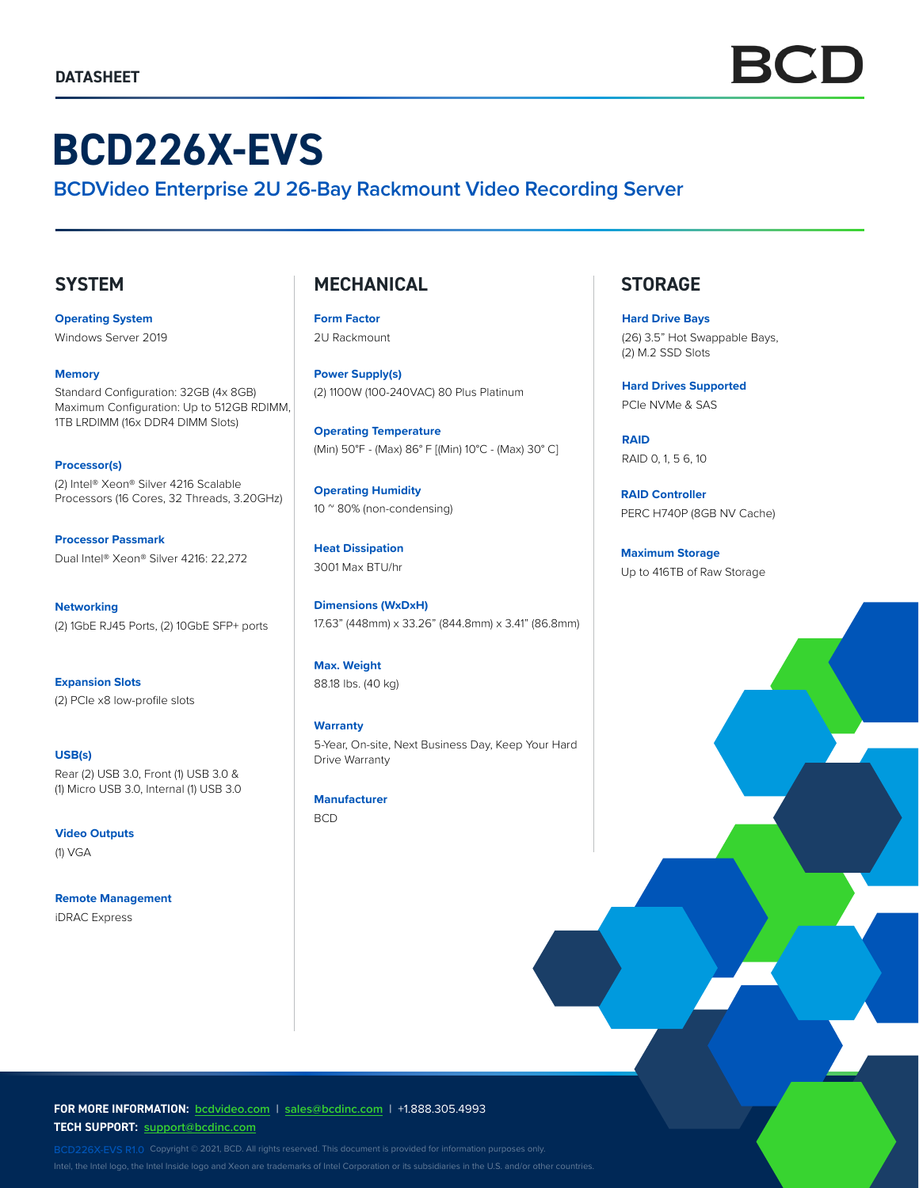DATASHEET

BCD

# BCD226X-EVS

## BCDVideo Enterprise 2U 26-Bay Rackmount Video Recording Server

## SYSTEM

**Operating System**
Windows Server 2019

**Memory**
Standard Configuration: 32GB (4x 8GB)
Maximum Configuration: Up to 512GB RDIMM, 1TB LRDIMM (16x DDR4 DIMM Slots)

**Processor(s)**
(2) Intel® Xeon® Silver 4216 Scalable Processors (16 Cores, 32 Threads, 3.20GHz)

**Processor Passmark**
Dual Intel® Xeon® Silver 4216: 22,272

**Networking**
(2) 1GbE RJ45 Ports, (2) 10GbE SFP+ ports

**Expansion Slots**
(2) PCIe x8 low-profile slots

**USB(s)**
Rear (2) USB 3.0, Front (1) USB 3.0 & (1) Micro USB 3.0, Internal (1) USB 3.0

**Video Outputs**
(1) VGA

**Remote Management**
iDRAC Express

## MECHANICAL

**Form Factor**
2U Rackmount

**Power Supply(s)**
(2) 1100W (100-240VAC) 80 Plus Platinum

**Operating Temperature**
(Min) 50°F - (Max) 86° F [(Min) 10°C - (Max) 30° C]

**Operating Humidity**
10 ~ 80% (non-condensing)

**Heat Dissipation**
3001 Max BTU/hr

**Dimensions (WxDxH)**
17.63" (448mm) x 33.26" (844.8mm) x 3.41" (86.8mm)

**Max. Weight**
88.18 lbs. (40 kg)

**Warranty**
5-Year, On-site, Next Business Day, Keep Your Hard Drive Warranty

**Manufacturer**
BCD

## STORAGE

**Hard Drive Bays**
(26) 3.5" Hot Swappable Bays, (2) M.2 SSD Slots

**Hard Drives Supported**
PCIe NVMe & SAS

**RAID**
RAID 0, 1, 5 6, 10

**RAID Controller**
PERC H740P (8GB NV Cache)

**Maximum Storage**
Up to 416TB of Raw Storage

**FOR MORE INFORMATION:** bcdvideo.com | sales@bcdinc.com | +1.888.305.4993
**TECH SUPPORT:** support@bcdinc.com

BCD226X-EVS R1.0 Copyright © 2021, BCD. All rights reserved. This document is provided for information purposes only.
Intel, the Intel logo, the Intel Inside logo and Xeon are trademarks of Intel Corporation or its subsidiaries in the U.S. and/or other countries.